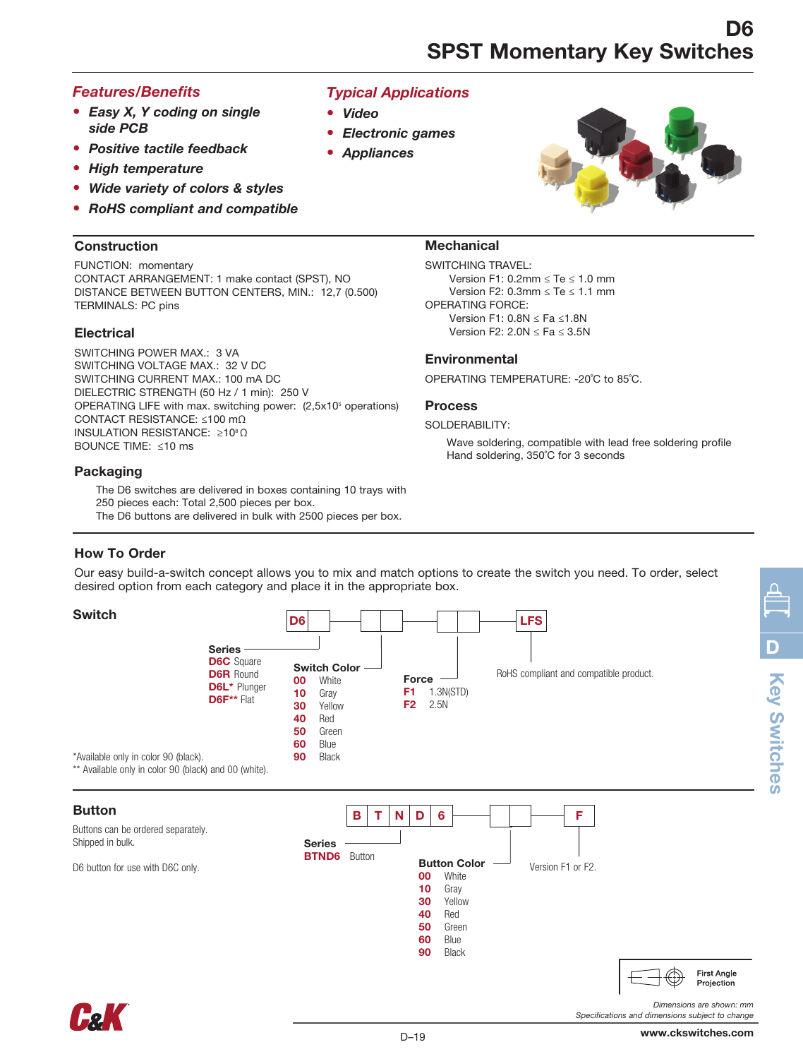# D6
# SPST Momentary Key Switches

## Features/Benefits

- *Easy X, Y coding on single side PCB*
- *Positive tactile feedback*
- *High temperature*
- *Wide variety of colors & styles*
- *RoHS compliant and compatible*

## Typical Applications

- *Video*
- *Electronic games*
- *Appliances*

### Construction

FUNCTION: momentary
CONTACT ARRANGEMENT: 1 make contact (SPST), NO
DISTANCE BETWEEN BUTTON CENTERS, MIN.: 12,7 (0.500)
TERMINALS: PC pins

### Electrical

SWITCHING POWER MAX.: 3 VA
SWITCHING VOLTAGE MAX.: 32 V DC
SWITCHING CURRENT MAX.: 100 mA DC
DIELECTRIC STRENGTH (50 Hz / 1 min): 250 V
OPERATING LIFE with max. switching power: (2,5x$10^5$ operations)
CONTACT RESISTANCE: ≤100 mΩ
INSULATION RESISTANCE: ≥$10^8$ Ω
BOUNCE TIME: ≤10 ms

### Packaging

The D6 switches are delivered in boxes containing 10 trays with 250 pieces each: Total 2,500 pieces per box.
The D6 buttons are delivered in bulk with 2500 pieces per box.

### Mechanical

SWITCHING TRAVEL:
Version F1: 0.2mm ≤ Te ≤ 1.0 mm
Version F2: 0.3mm ≤ Te ≤ 1.1 mm
OPERATING FORCE:
Version F1: 0.8N ≤ Fa ≤1.8N
Version F2: 2.0N ≤ Fa ≤ 3.5N

### Environmental

OPERATING TEMPERATURE: -20˚C to 85˚C.

### Process

SOLDERABILITY:
Wave soldering, compatible with lead free soldering profile
Hand soldering, 350˚C for 3 seconds

### How To Order

Our easy build-a-switch concept allows you to mix and match options to create the switch you need. To order, select desired option from each category and place it in the appropriate box.

#### Switch

D6 [ ] – [ ][ ] – [ ][ ] – LFS

**Series**
- **D6C** Square
- **D6R** Round
- **D6L*** Plunger
- **D6F**** Flat

**Switch Color**
- **00** White
- **10** Gray
- **30** Yellow
- **40** Red
- **50** Green
- **60** Blue
- **90** Black

**Force**
- **F1** 1.3N(STD)
- **F2** 2.5N

**LFS** RoHS compliant and compatible product.

*Available only in color 90 (black).
** Available only in color 90 (black) and 00 (white).

#### Button

Buttons can be ordered separately.
Shipped in bulk.

D6 button for use with D6C only.

B T N D 6 – [ ][ ] – F

**Series**
- **BTND6** Button

**Button Color**
- **00** White
- **10** Gray
- **30** Yellow
- **40** Red
- **50** Green
- **60** Blue
- **90** Black

**F** Version F1 or F2.

First Angle Projection

*Dimensions are shown: mm*
*Specifications and dimensions subject to change*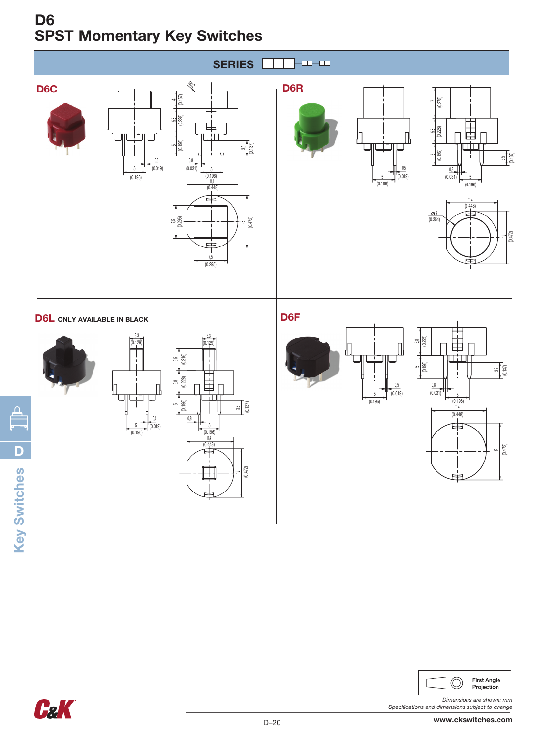# D6
## SPST Momentary Key Switches

**SERIES**

## D6C

R0.2

4 (0.157)
5.8 (0.228)
5 (0.196)
3.5 (0.137)
0.5 (0.019)
5 (0.196)
0.8 (0.031)
5 (0.196)
11.4 (0.448)
7.5 (0.295)
12 (0.472)
7.5 (0.295)

## D6R

7 (0.275)
5.8 (0.228)
5 (0.196)
3.5 (0.137)
0.5 (0.019)
5 (0.196)
0.8 (0.031)
5 (0.196)
11.4 (0.448)
Ø9 (0.354)
12 (0.472)

## D6L ONLY AVAILABLE IN BLACK

3.3 (0.129)
3.3 (0.129)
5.5 (0.216)
5.8 (0.228)
5 (0.196)
3.5 (0.137)
0.5 (0.019)
5 (0.196)
0.8
5 (0.196)
11.4 (0.448)
12 (0.472)

## D6F

5.8 (0.228)
5 (0.196)
3.5 (0.137)
0.5 (0.019)
5 (0.196)
0.8 (0.031)
5 (0.196)
11.4 (0.448)
12 (0.472)

First Angle Projection

*Dimensions are shown: mm*
*Specifications and dimensions subject to change*

www.ckswitches.com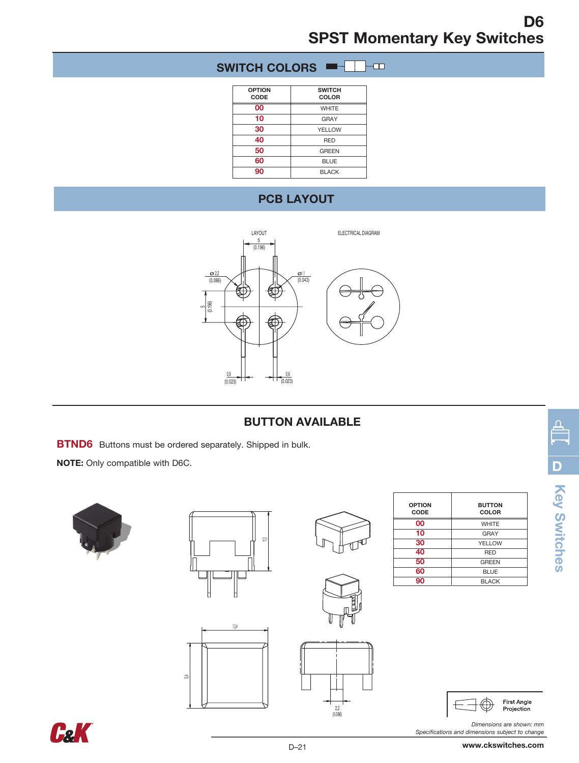# D6
## SPST Momentary Key Switches

## SWITCH COLORS

| OPTION CODE | SWITCH COLOR |
|---|---|
| 00 | WHITE |
| 10 | GRAY |
| 30 | YELLOW |
| 40 | RED |
| 50 | GREEN |
| 60 | BLUE |
| 90 | BLACK |

## PCB LAYOUT

LAYOUT

5
(0.196)

Ø 2.2
(0.086)

Ø 1.1
(0.043)

5
(0.196)

0.6
(0.023)

0.6
(0.023)

ELECTRICAL DIAGRAM

## BUTTON AVAILABLE

**BTND6** Buttons must be ordered separately. Shipped in bulk.

**NOTE:** Only compatible with D6C.

| OPTION CODE | BUTTON COLOR |
|---|---|
| 00 | WHITE |
| 10 | GRAY |
| 30 | YELLOW |
| 40 | RED |
| 50 | GREEN |
| 60 | BLUE |
| 90 | BLACK |

11.3

12.4

12.4

2.2
(0.086)

First Angle Projection

*Dimensions are shown: mm*
*Specifications and dimensions subject to change*

www.ckswitches.com